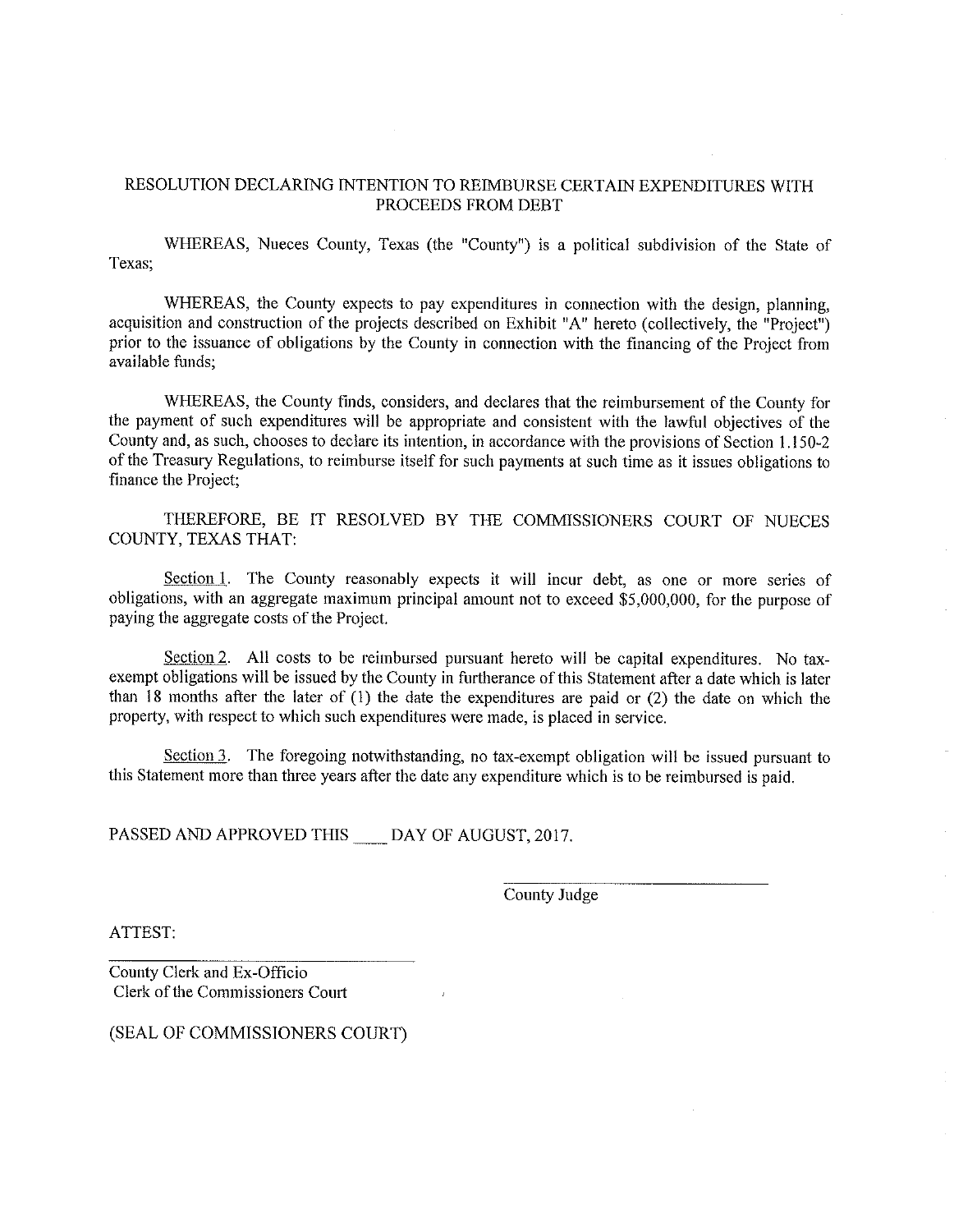# RESOLUTION DECLARING INTENTION TO REIMBURSE CERTAIN EXPENDITURES WITH PROCEEDS FROM DEBT

WHEREAS, Nueces County, Texas (the "County") is a political subdivision of the State of Texas;

WHEREAS, the County expects to pay expenditures in connection with the design, planning, acquisition and construction of the projects described on Exhibit "A" hereto (collectively, the "Project") prior to the issuance of obligations by the County in connection with the financing of the Project from available funds;

WHEREAS, the County finds, considers, and declares that the reimbursement of the County for the payment of such expenditures will be appropriate and consistent with the lawful objectives of the County and, as such, chooses to declare its intention, in accordance with the provisions of Section 1.150-2 of the Treasury Regulations, to reimburse itself for such payments at such time as it issues obligations to finance the Project;

THEREFORE, BE IT RESOLVED BY THE COMMISSIONERS COURT OF NUECES COUNTY, TEXAS THAT:

Section 1. The County reasonably expects it will incur debt, as one or more series of obligations, with an aggregate maximum principal amount not to exceed $5,000,000, for the purpose of paying the aggregate costs of the Project.

Section 2. All costs to be reimbursed pursuant hereto will be capital expenditures. No tax-exempt obligations will be issued by the County in furtherance of this Statement after a date which is later than 18 months after the later of (1) the date the expenditures are paid or (2) the date on which the property, with respect to which such expenditures were made, is placed in service.

Section 3. The foregoing notwithstanding, no tax-exempt obligation will be issued pursuant to this Statement more than three years after the date any expenditure which is to be reimbursed is paid.

PASSED AND APPROVED THIS ____ DAY OF AUGUST, 2017.

______________________________
County Judge

ATTEST:

______________________________
County Clerk and Ex-Officio
Clerk of the Commissioners Court

(SEAL OF COMMISSIONERS COURT)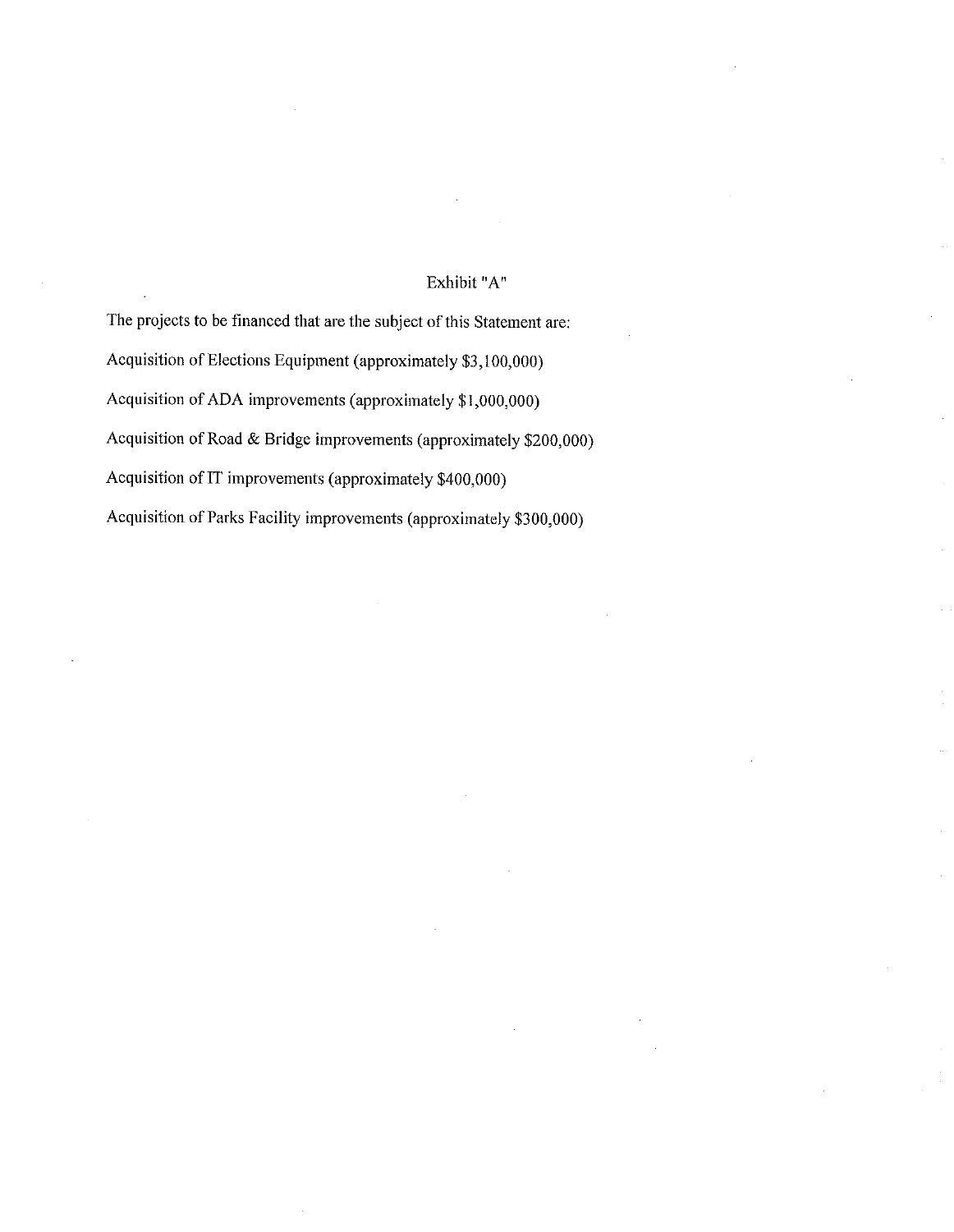Exhibit "A"

The projects to be financed that are the subject of this Statement are:

Acquisition of Elections Equipment (approximately $3,100,000)

Acquisition of ADA improvements (approximately $1,000,000)

Acquisition of Road & Bridge improvements (approximately $200,000)

Acquisition of IT improvements (approximately $400,000)

Acquisition of Parks Facility improvements (approximately $300,000)